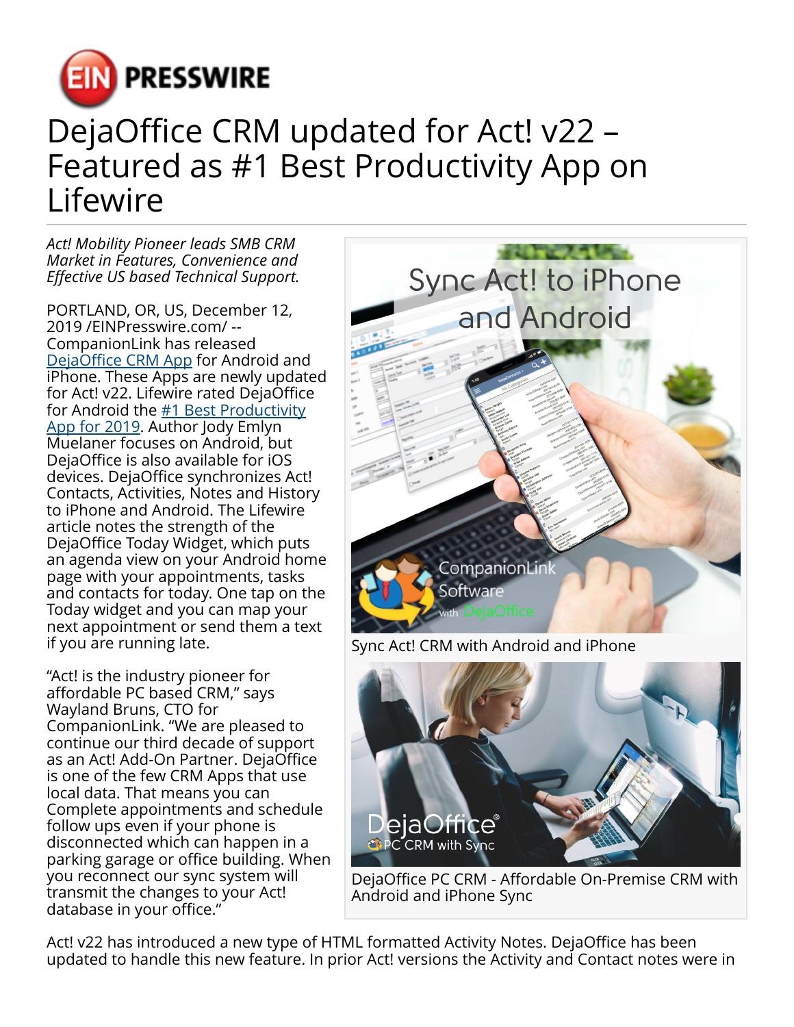# DejaOffice CRM updated for Act! v22 – Featured as #1 Best Productivity App on Lifewire

*Act! Mobility Pioneer leads SMB CRM Market in Features, Convenience and Effective US based Technical Support.*

PORTLAND, OR, US, December 12, 2019 /EINPresswire.com/ -- CompanionLink has released DejaOffice CRM App for Android and iPhone. These Apps are newly updated for Act! v22. Lifewire rated DejaOffice for Android the #1 Best Productivity App for 2019. Author Jody Emlyn Muelaner focuses on Android, but DejaOffice is also available for iOS devices. DejaOffice synchronizes Act! Contacts, Activities, Notes and History to iPhone and Android. The Lifewire article notes the strength of the DejaOffice Today Widget, which puts an agenda view on your Android home page with your appointments, tasks and contacts for today. One tap on the Today widget and you can map your next appointment or send them a text if you are running late.

"Act! is the industry pioneer for affordable PC based CRM," says Wayland Bruns, CTO for CompanionLink. "We are pleased to continue our third decade of support as an Act! Add-On Partner. DejaOffice is one of the few CRM Apps that use local data. That means you can Complete appointments and schedule follow ups even if your phone is disconnected which can happen in a parking garage or office building. When you reconnect our sync system will transmit the changes to your Act! database in your office."

Sync Act! CRM with Android and iPhone

DejaOffice PC CRM - Affordable On-Premise CRM with Android and iPhone Sync

Act! v22 has introduced a new type of HTML formatted Activity Notes. DejaOffice has been updated to handle this new feature. In prior Act! versions the Activity and Contact notes were in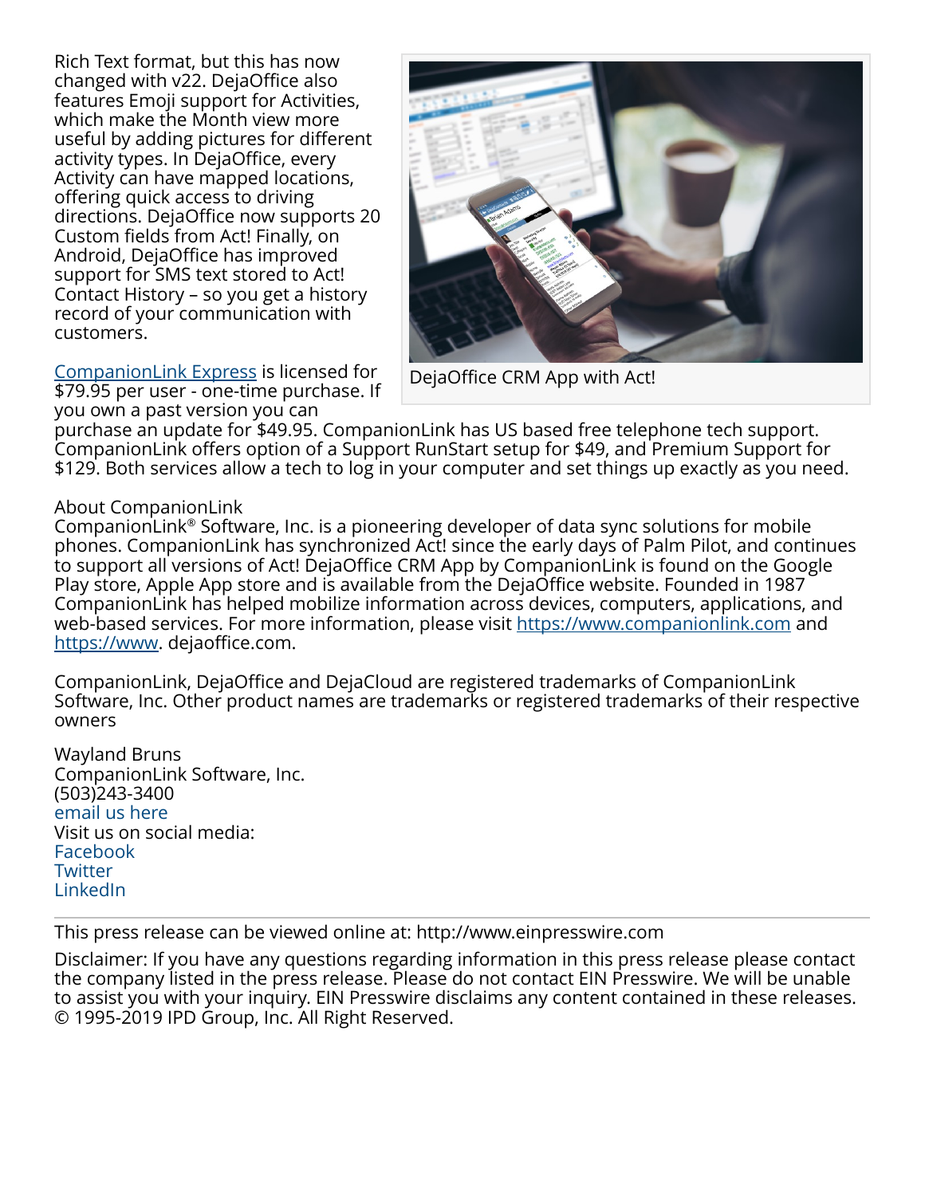Rich Text format, but this has now changed with v22. DejaOffice also features Emoji support for Activities, which make the Month view more useful by adding pictures for different activity types. In DejaOffice, every Activity can have mapped locations, offering quick access to driving directions. DejaOffice now supports 20 Custom fields from Act! Finally, on Android, DejaOffice has improved support for SMS text stored to Act! Contact History – so you get a history record of your communication with customers.

DejaOffice CRM App with Act!

CompanionLink Express is licensed for $79.95 per user - one-time purchase. If you own a past version you can purchase an update for $49.95. CompanionLink has US based free telephone tech support. CompanionLink offers option of a Support RunStart setup for $49, and Premium Support for $129. Both services allow a tech to log in your computer and set things up exactly as you need.

About CompanionLink
CompanionLink® Software, Inc. is a pioneering developer of data sync solutions for mobile phones. CompanionLink has synchronized Act! since the early days of Palm Pilot, and continues to support all versions of Act! DejaOffice CRM App by CompanionLink is found on the Google Play store, Apple App store and is available from the DejaOffice website. Founded in 1987 CompanionLink has helped mobilize information across devices, computers, applications, and web-based services. For more information, please visit https://www.companionlink.com and https://www. dejaoffice.com.

CompanionLink, DejaOffice and DejaCloud are registered trademarks of CompanionLink Software, Inc. Other product names are trademarks or registered trademarks of their respective owners

Wayland Bruns
CompanionLink Software, Inc.
(503)243-3400
email us here
Visit us on social media:
Facebook
Twitter
LinkedIn

---

This press release can be viewed online at: http://www.einpresswire.com

Disclaimer: If you have any questions regarding information in this press release please contact the company listed in the press release. Please do not contact EIN Presswire. We will be unable to assist you with your inquiry. EIN Presswire disclaims any content contained in these releases. © 1995-2019 IPD Group, Inc. All Right Reserved.